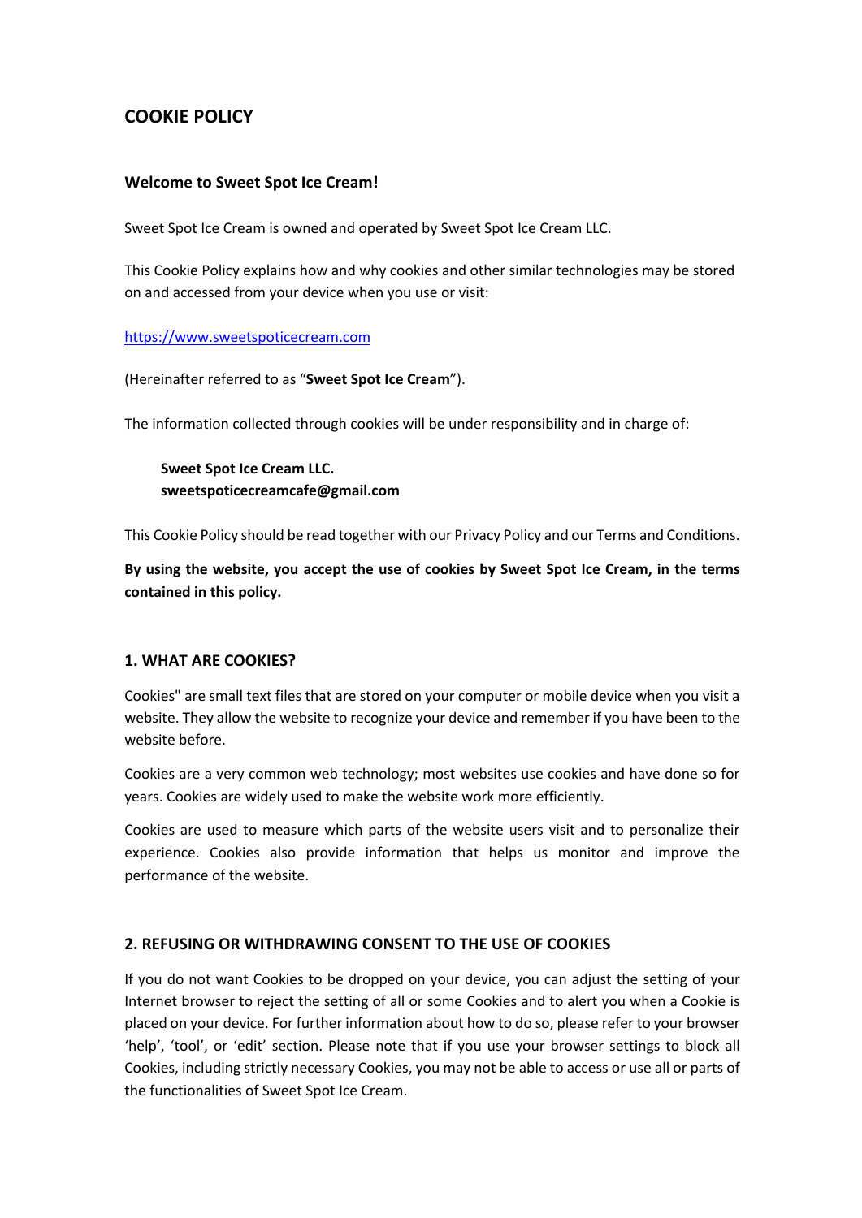# COOKIE POLICY

### Welcome to Sweet Spot Ice Cream!

Sweet Spot Ice Cream is owned and operated by Sweet Spot Ice Cream LLC.

This Cookie Policy explains how and why cookies and other similar technologies may be stored on and accessed from your device when you use or visit:

[https://www.sweetspoticecream.com](https://www.sweetspoticecream.com)

(Hereinafter referred to as "**Sweet Spot Ice Cream**").

The information collected through cookies will be under responsibility and in charge of:

> **Sweet Spot Ice Cream LLC.**
> **sweetspoticecreamcafe@gmail.com**

This Cookie Policy should be read together with our Privacy Policy and our Terms and Conditions.

**By using the website, you accept the use of cookies by Sweet Spot Ice Cream, in the terms contained in this policy.**

## 1. WHAT ARE COOKIES?

Cookies" are small text files that are stored on your computer or mobile device when you visit a website. They allow the website to recognize your device and remember if you have been to the website before.

Cookies are a very common web technology; most websites use cookies and have done so for years. Cookies are widely used to make the website work more efficiently.

Cookies are used to measure which parts of the website users visit and to personalize their experience. Cookies also provide information that helps us monitor and improve the performance of the website.

## 2. REFUSING OR WITHDRAWING CONSENT TO THE USE OF COOKIES

If you do not want Cookies to be dropped on your device, you can adjust the setting of your Internet browser to reject the setting of all or some Cookies and to alert you when a Cookie is placed on your device. For further information about how to do so, please refer to your browser 'help', 'tool', or 'edit' section. Please note that if you use your browser settings to block all Cookies, including strictly necessary Cookies, you may not be able to access or use all or parts of the functionalities of Sweet Spot Ice Cream.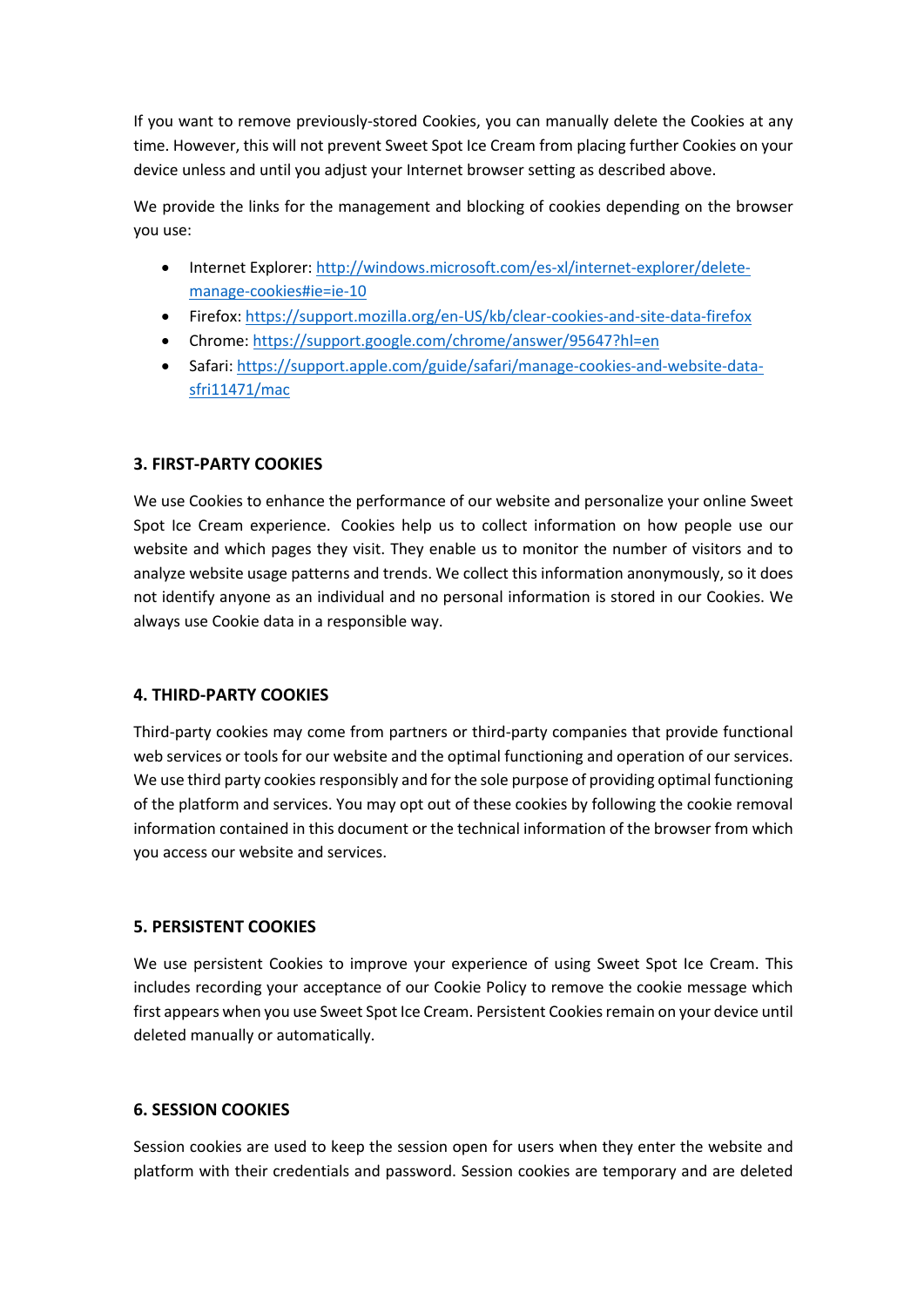If you want to remove previously-stored Cookies, you can manually delete the Cookies at any time. However, this will not prevent Sweet Spot Ice Cream from placing further Cookies on your device unless and until you adjust your Internet browser setting as described above.

We provide the links for the management and blocking of cookies depending on the browser you use:

- Internet Explorer: [http://windows.microsoft.com/es-xl/internet-explorer/delete-manage-cookies#ie=ie-10](http://windows.microsoft.com/es-xl/internet-explorer/delete-manage-cookies#ie=ie-10)
- Firefox: [https://support.mozilla.org/en-US/kb/clear-cookies-and-site-data-firefox](https://support.mozilla.org/en-US/kb/clear-cookies-and-site-data-firefox)
- Chrome: [https://support.google.com/chrome/answer/95647?hl=en](https://support.google.com/chrome/answer/95647?hl=en)
- Safari: [https://support.apple.com/guide/safari/manage-cookies-and-website-data-sfri11471/mac](https://support.apple.com/guide/safari/manage-cookies-and-website-data-sfri11471/mac)

### 3. FIRST-PARTY COOKIES

We use Cookies to enhance the performance of our website and personalize your online Sweet Spot Ice Cream experience. Cookies help us to collect information on how people use our website and which pages they visit. They enable us to monitor the number of visitors and to analyze website usage patterns and trends. We collect this information anonymously, so it does not identify anyone as an individual and no personal information is stored in our Cookies. We always use Cookie data in a responsible way.

### 4. THIRD-PARTY COOKIES

Third-party cookies may come from partners or third-party companies that provide functional web services or tools for our website and the optimal functioning and operation of our services. We use third party cookies responsibly and for the sole purpose of providing optimal functioning of the platform and services. You may opt out of these cookies by following the cookie removal information contained in this document or the technical information of the browser from which you access our website and services.

### 5. PERSISTENT COOKIES

We use persistent Cookies to improve your experience of using Sweet Spot Ice Cream. This includes recording your acceptance of our Cookie Policy to remove the cookie message which first appears when you use Sweet Spot Ice Cream. Persistent Cookies remain on your device until deleted manually or automatically.

### 6. SESSION COOKIES

Session cookies are used to keep the session open for users when they enter the website and platform with their credentials and password. Session cookies are temporary and are deleted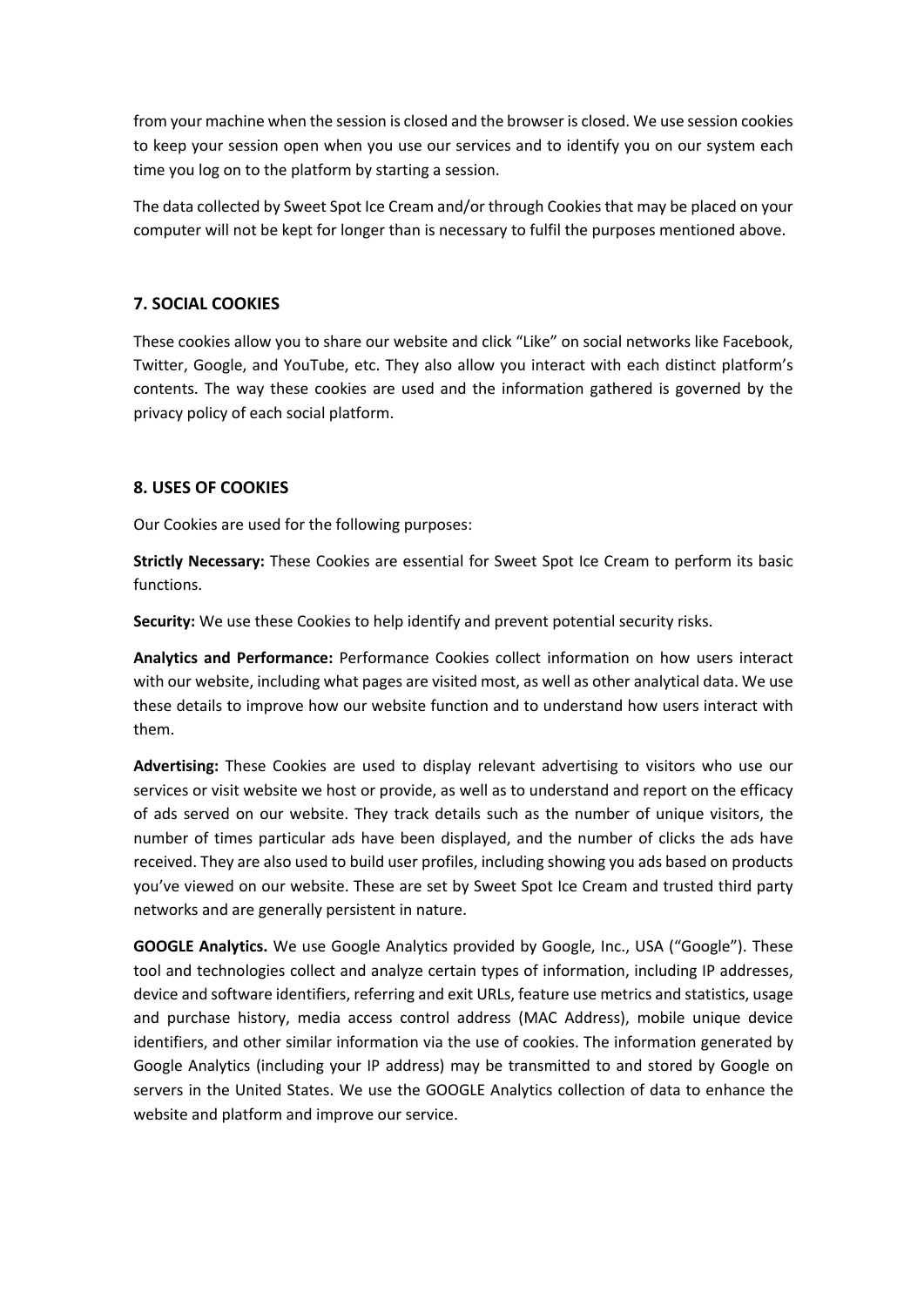from your machine when the session is closed and the browser is closed. We use session cookies to keep your session open when you use our services and to identify you on our system each time you log on to the platform by starting a session.

The data collected by Sweet Spot Ice Cream and/or through Cookies that may be placed on your computer will not be kept for longer than is necessary to fulfil the purposes mentioned above.

## 7. SOCIAL COOKIES

These cookies allow you to share our website and click "Like" on social networks like Facebook, Twitter, Google, and YouTube, etc. They also allow you interact with each distinct platform's contents. The way these cookies are used and the information gathered is governed by the privacy policy of each social platform.

## 8. USES OF COOKIES

Our Cookies are used for the following purposes:

**Strictly Necessary:** These Cookies are essential for Sweet Spot Ice Cream to perform its basic functions.

**Security:** We use these Cookies to help identify and prevent potential security risks.

**Analytics and Performance:** Performance Cookies collect information on how users interact with our website, including what pages are visited most, as well as other analytical data. We use these details to improve how our website function and to understand how users interact with them.

**Advertising:** These Cookies are used to display relevant advertising to visitors who use our services or visit website we host or provide, as well as to understand and report on the efficacy of ads served on our website. They track details such as the number of unique visitors, the number of times particular ads have been displayed, and the number of clicks the ads have received. They are also used to build user profiles, including showing you ads based on products you've viewed on our website. These are set by Sweet Spot Ice Cream and trusted third party networks and are generally persistent in nature.

**GOOGLE Analytics.** We use Google Analytics provided by Google, Inc., USA ("Google"). These tool and technologies collect and analyze certain types of information, including IP addresses, device and software identifiers, referring and exit URLs, feature use metrics and statistics, usage and purchase history, media access control address (MAC Address), mobile unique device identifiers, and other similar information via the use of cookies. The information generated by Google Analytics (including your IP address) may be transmitted to and stored by Google on servers in the United States. We use the GOOGLE Analytics collection of data to enhance the website and platform and improve our service.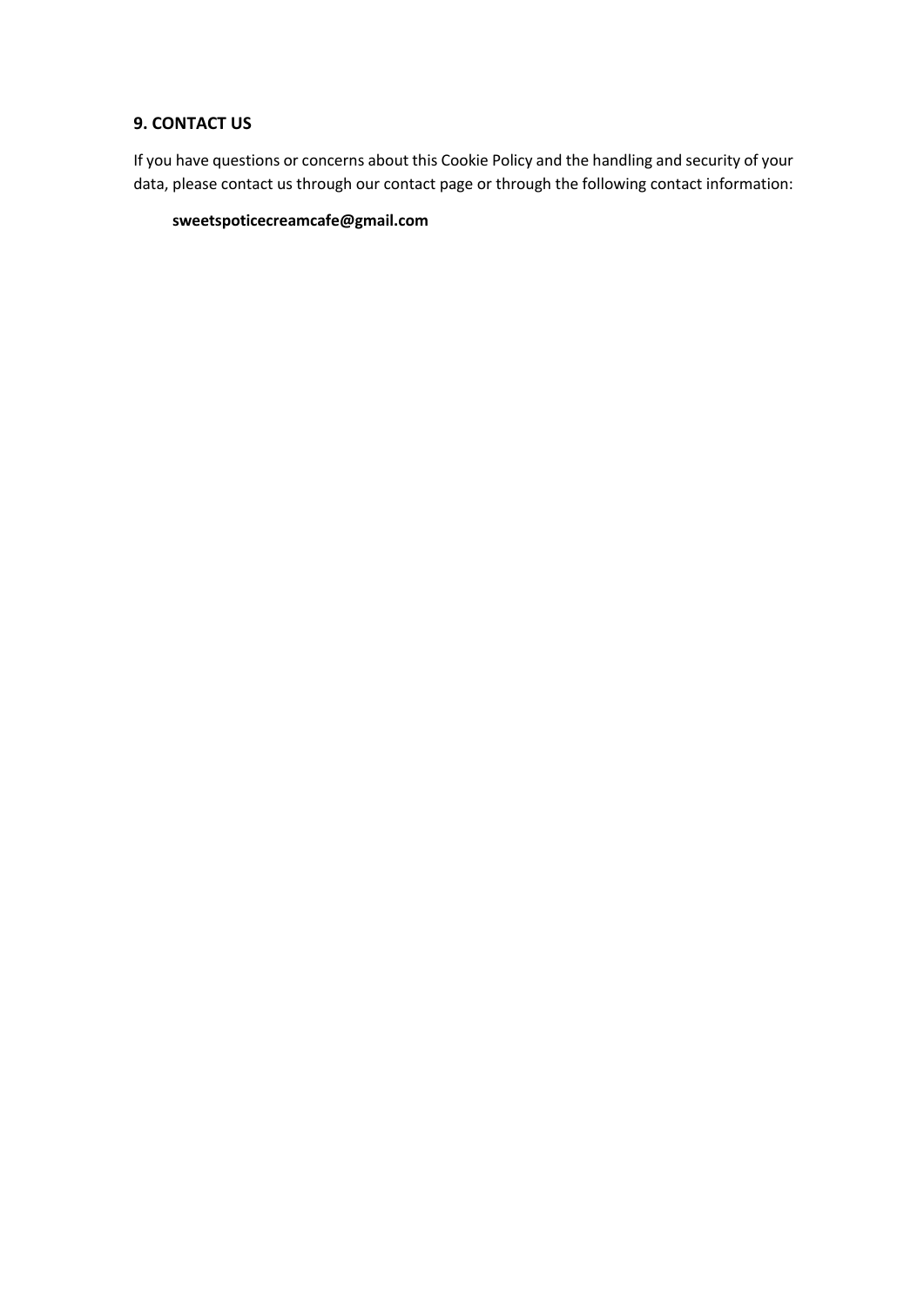## 9. CONTACT US

If you have questions or concerns about this Cookie Policy and the handling and security of your data, please contact us through our contact page or through the following contact information:

**sweetspoticecreamcafe@gmail.com**